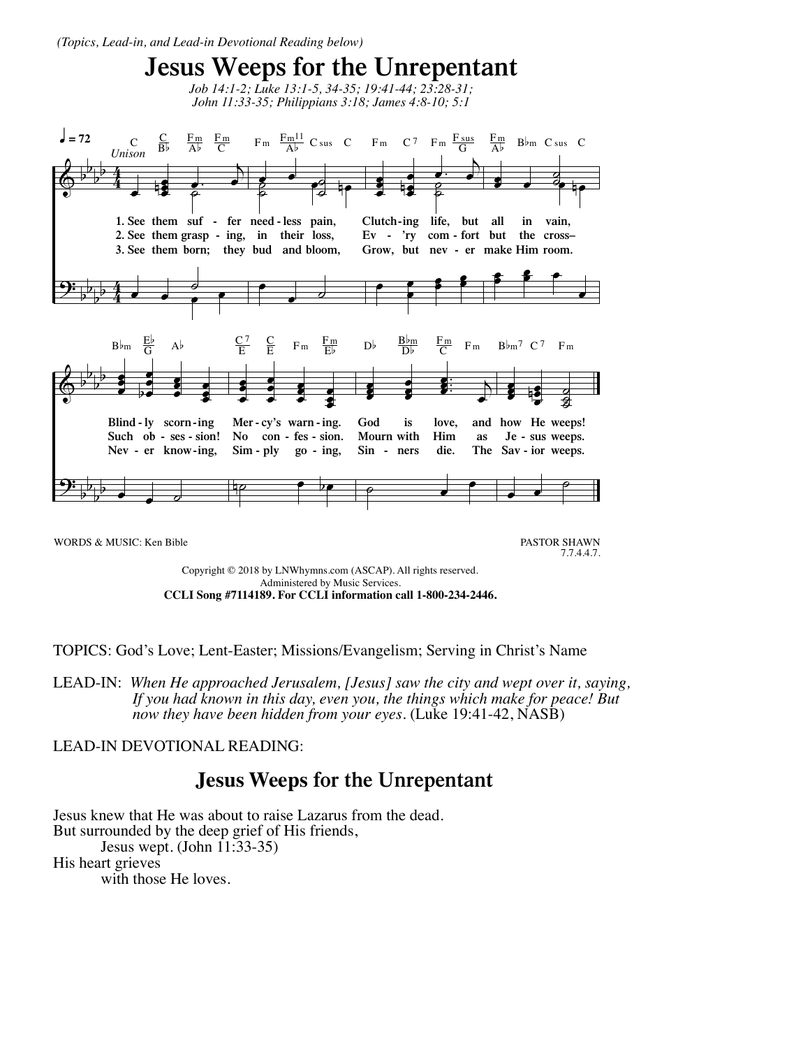*(Topics, Lead-in, and Lead-in Devotional Reading below)*

# Jesus Weeps for the Unrepentant

*Job 14:1-2; Luke 13:1-5, 34-35; 19:41-44; 23:28-31; John 11:33-35; Philippians 3:18; James 4:8-10; 5:1*

♩ = 72 *Unison*

1. See them suffer needless pain, Clutching life, but all in vain, Blindly scorning Mercy's warning. God is love, and how He weeps!
2. See them grasping, in their loss, Ev'ry comfort but the cross– Such obsession! No confession. Mourn with Him as Jesus weeps.
3. See them born; they bud and bloom, Grow, but never make Him room. Never knowing, Simply going, Sinners die. The Savior weeps.

WORDS & MUSIC: Ken Bible

PASTOR SHAWN
7.7.4.4.7.

Copyright © 2018 by LNWhymns.com (ASCAP). All rights reserved.
Administered by Music Services.
**CCLI Song #7114189. For CCLI information call 1-800-234-2446.**

TOPICS: God's Love; Lent-Easter; Missions/Evangelism; Serving in Christ's Name

LEAD-IN: *When He approached Jerusalem, [Jesus] saw the city and wept over it, saying, If you had known in this day, even you, the things which make for peace! But now they have been hidden from your eyes.* (Luke 19:41-42, NASB)

LEAD-IN DEVOTIONAL READING:

## Jesus Weeps for the Unrepentant

Jesus knew that He was about to raise Lazarus from the dead.
But surrounded by the deep grief of His friends,
Jesus wept. (John 11:33-35)
His heart grieves
with those He loves.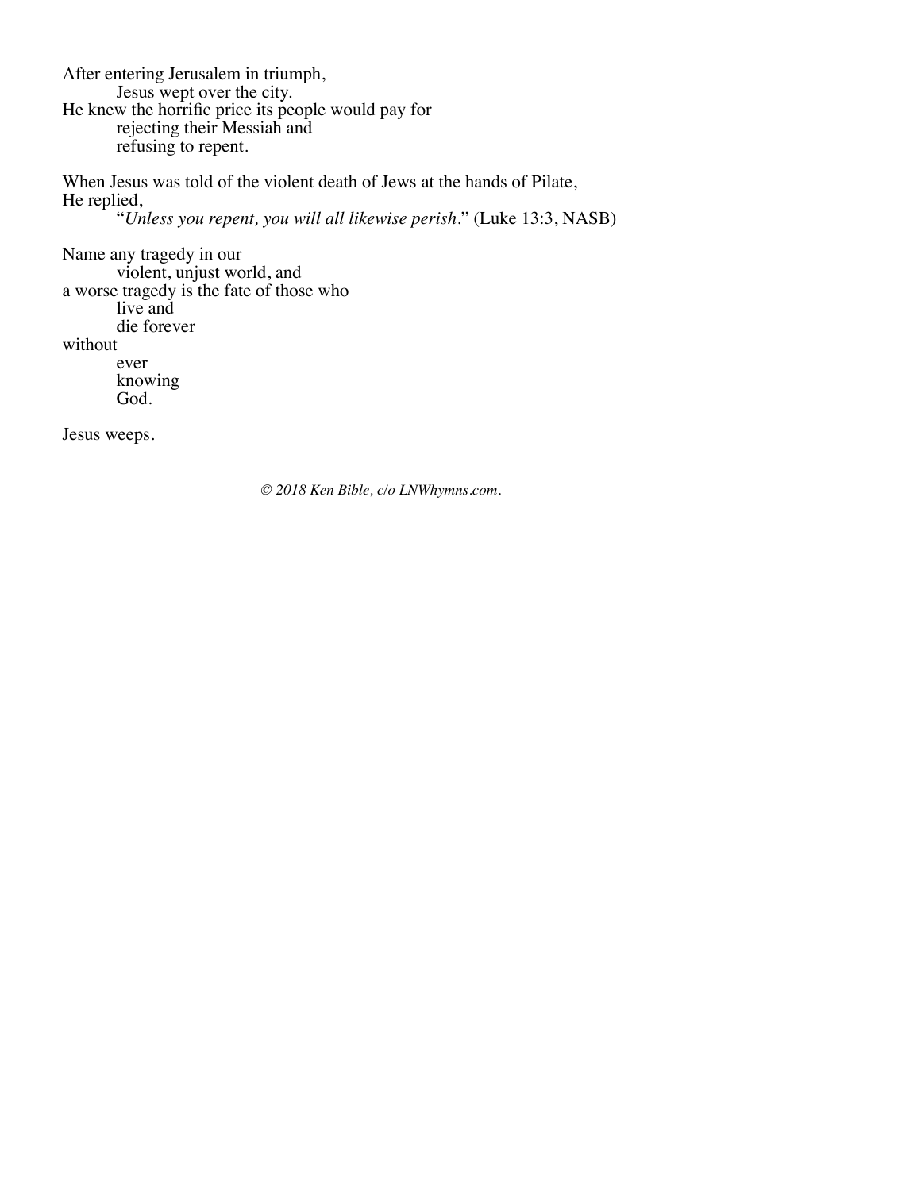After entering Jerusalem in triumph,  
    Jesus wept over the city.  
He knew the horrific price its people would pay for  
    rejecting their Messiah and  
    refusing to repent.

When Jesus was told of the violent death of Jews at the hands of Pilate,  
He replied,  
    "*Unless you repent, you will all likewise perish*." (Luke 13:3, NASB)

Name any tragedy in our  
    violent, unjust world, and  
a worse tragedy is the fate of those who  
    live and  
    die forever  
without  
    ever  
    knowing  
    God.

Jesus weeps.

*© 2018 Ken Bible, c/o LNWhymns.com.*